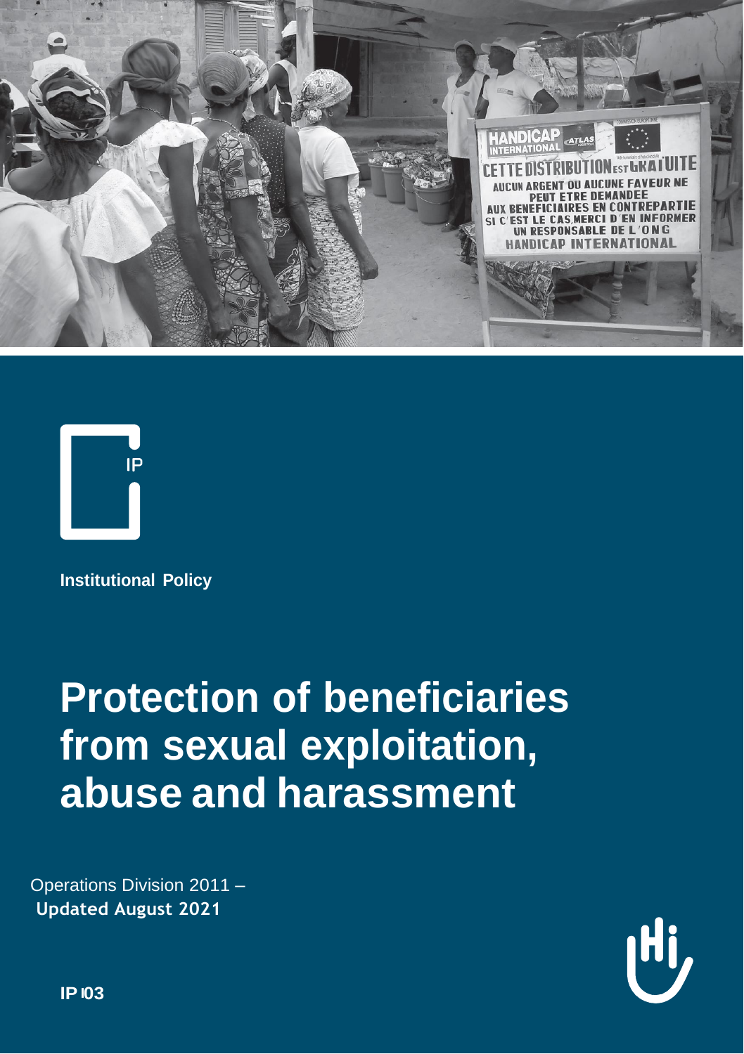IP

Institutional Policy

# Protection of beneficiaries from sexual exploitation, abuse and harassment

Operations Division 2011 –
**Updated August 2021**

**IP 03**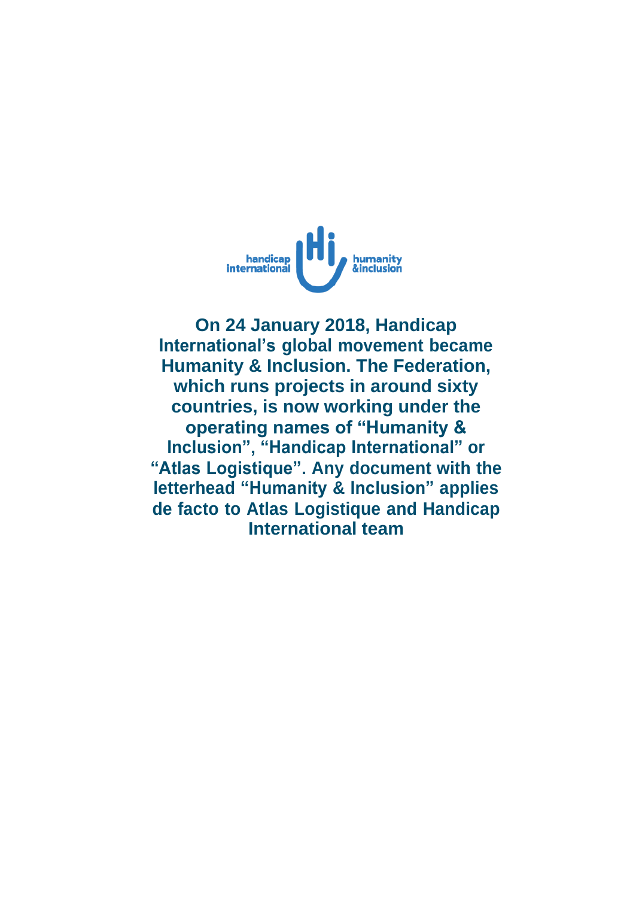**On 24 January 2018, Handicap International's global movement became Humanity & Inclusion. The Federation, which runs projects in around sixty countries, is now working under the operating names of "Humanity & Inclusion", "Handicap International" or "Atlas Logistique". Any document with the letterhead "Humanity & Inclusion" applies de facto to Atlas Logistique and Handicap International team**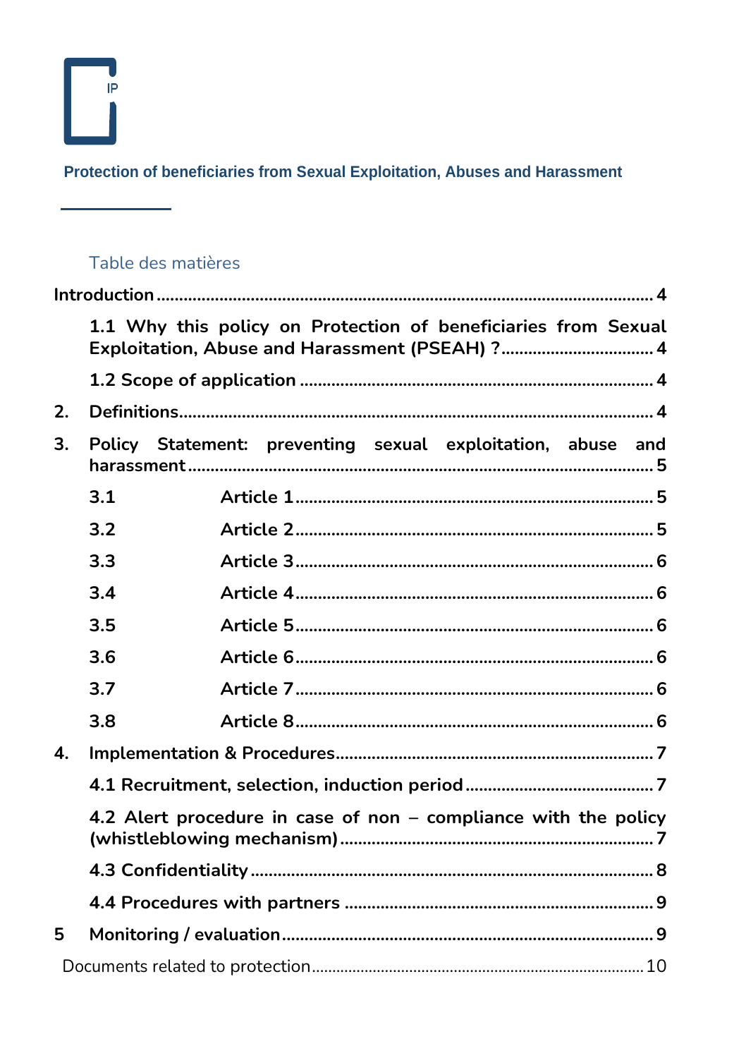**Protection of beneficiaries from Sexual Exploitation, Abuses and Harassment**

Table des matières

- Introduction ..... 4
  - 1.1 Why this policy on Protection of beneficiaries from Sexual Exploitation, Abuse and Harassment (PSEAH) ? ..... 4
  - 1.2 Scope of application ..... 4
- 2. Definitions ..... 4
- 3. Policy Statement: preventing sexual exploitation, abuse and harassment ..... 5
  - 3.1 Article 1 ..... 5
  - 3.2 Article 2 ..... 5
  - 3.3 Article 3 ..... 6
  - 3.4 Article 4 ..... 6
  - 3.5 Article 5 ..... 6
  - 3.6 Article 6 ..... 6
  - 3.7 Article 7 ..... 6
  - 3.8 Article 8 ..... 6
- 4. Implementation & Procedures ..... 7
  - 4.1 Recruitment, selection, induction period ..... 7
  - 4.2 Alert procedure in case of non – compliance with the policy (whistleblowing mechanism) ..... 7
  - 4.3 Confidentiality ..... 8
  - 4.4 Procedures with partners ..... 9
- 5 Monitoring / evaluation ..... 9
- Documents related to protection ..... 10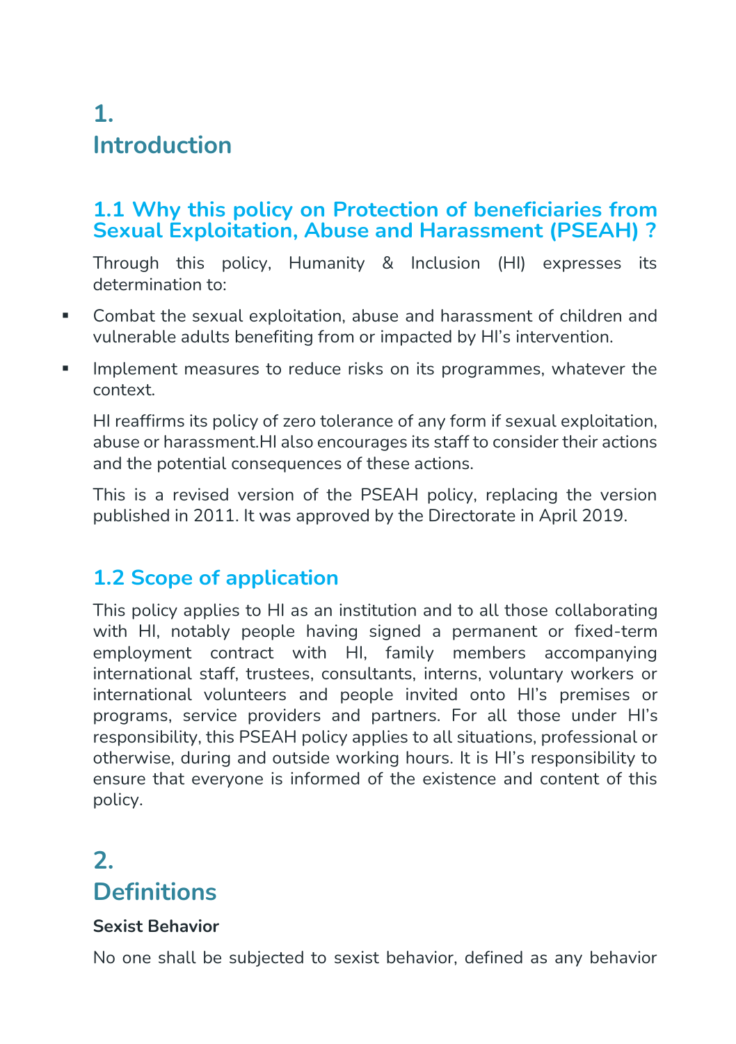# 1. Introduction

## 1.1 Why this policy on Protection of beneficiaries from Sexual Exploitation, Abuse and Harassment (PSEAH) ?

Through this policy, Humanity & Inclusion (HI) expresses its determination to:

- Combat the sexual exploitation, abuse and harassment of children and vulnerable adults benefiting from or impacted by HI's intervention.
- Implement measures to reduce risks on its programmes, whatever the context.

HI reaffirms its policy of zero tolerance of any form if sexual exploitation, abuse or harassment.HI also encourages its staff to consider their actions and the potential consequences of these actions.

This is a revised version of the PSEAH policy, replacing the version published in 2011. It was approved by the Directorate in April 2019.

## 1.2 Scope of application

This policy applies to HI as an institution and to all those collaborating with HI, notably people having signed a permanent or fixed-term employment contract with HI, family members accompanying international staff, trustees, consultants, interns, voluntary workers or international volunteers and people invited onto HI's premises or programs, service providers and partners. For all those under HI's responsibility, this PSEAH policy applies to all situations, professional or otherwise, during and outside working hours. It is HI's responsibility to ensure that everyone is informed of the existence and content of this policy.

# 2. Definitions

**Sexist Behavior**

No one shall be subjected to sexist behavior, defined as any behavior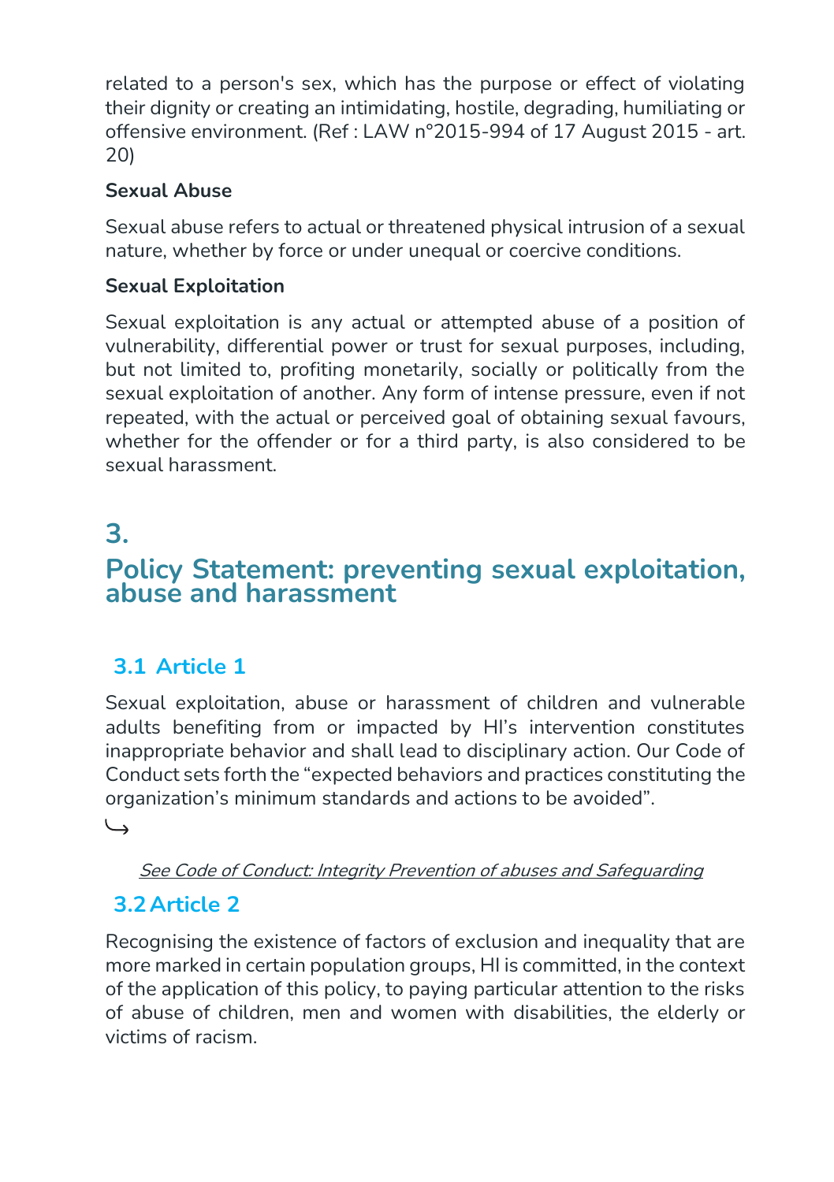related to a person's sex, which has the purpose or effect of violating their dignity or creating an intimidating, hostile, degrading, humiliating or offensive environment. (Ref : LAW n°2015-994 of 17 August 2015 - art. 20)

**Sexual Abuse**

Sexual abuse refers to actual or threatened physical intrusion of a sexual nature, whether by force or under unequal or coercive conditions.

**Sexual Exploitation**

Sexual exploitation is any actual or attempted abuse of a position of vulnerability, differential power or trust for sexual purposes, including, but not limited to, profiting monetarily, socially or politically from the sexual exploitation of another. Any form of intense pressure, even if not repeated, with the actual or perceived goal of obtaining sexual favours, whether for the offender or for a third party, is also considered to be sexual harassment.

## 3. Policy Statement: preventing sexual exploitation, abuse and harassment

### 3.1 Article 1

Sexual exploitation, abuse or harassment of children and vulnerable adults benefiting from or impacted by HI's intervention constitutes inappropriate behavior and shall lead to disciplinary action. Our Code of Conduct sets forth the "expected behaviors and practices constituting the organization's minimum standards and actions to be avoided".

↳

*See Code of Conduct: Integrity Prevention of abuses and Safeguarding*

### 3.2 Article 2

Recognising the existence of factors of exclusion and inequality that are more marked in certain population groups, HI is committed, in the context of the application of this policy, to paying particular attention to the risks of abuse of children, men and women with disabilities, the elderly or victims of racism.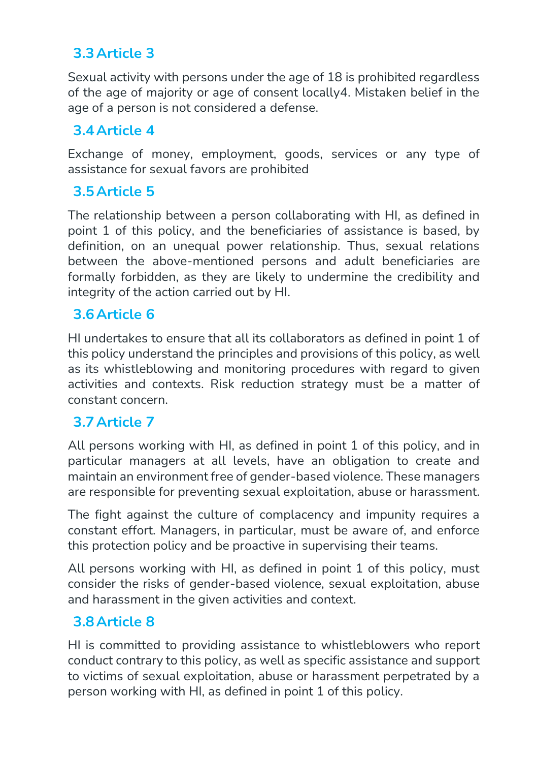## 3.3 Article 3

Sexual activity with persons under the age of 18 is prohibited regardless of the age of majority or age of consent locally[4]. Mistaken belief in the age of a person is not considered a defense.

## 3.4 Article 4

Exchange of money, employment, goods, services or any type of assistance for sexual favors are prohibited

## 3.5 Article 5

The relationship between a person collaborating with HI, as defined in point 1 of this policy, and the beneficiaries of assistance is based, by definition, on an unequal power relationship. Thus, sexual relations between the above-mentioned persons and adult beneficiaries are formally forbidden, as they are likely to undermine the credibility and integrity of the action carried out by HI.

## 3.6 Article 6

HI undertakes to ensure that all its collaborators as defined in point 1 of this policy understand the principles and provisions of this policy, as well as its whistleblowing and monitoring procedures with regard to given activities and contexts. Risk reduction strategy must be a matter of constant concern.

## 3.7 Article 7

All persons working with HI, as defined in point 1 of this policy, and in particular managers at all levels, have an obligation to create and maintain an environment free of gender-based violence. These managers are responsible for preventing sexual exploitation, abuse or harassment.

The fight against the culture of complacency and impunity requires a constant effort. Managers, in particular, must be aware of, and enforce this protection policy and be proactive in supervising their teams.

All persons working with HI, as defined in point 1 of this policy, must consider the risks of gender-based violence, sexual exploitation, abuse and harassment in the given activities and context.

## 3.8 Article 8

HI is committed to providing assistance to whistleblowers who report conduct contrary to this policy, as well as specific assistance and support to victims of sexual exploitation, abuse or harassment perpetrated by a person working with HI, as defined in point 1 of this policy.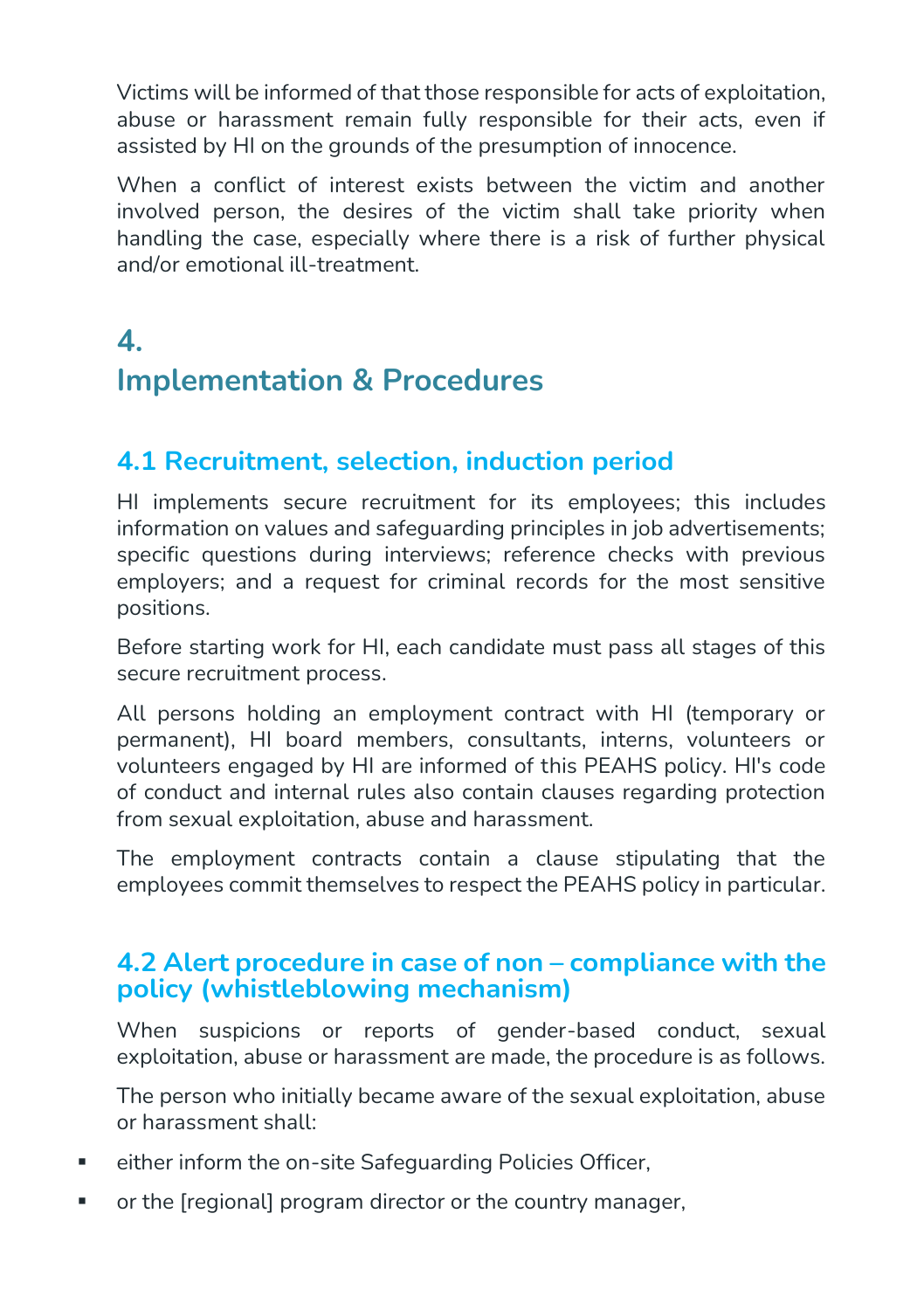Victims will be informed of that those responsible for acts of exploitation, abuse or harassment remain fully responsible for their acts, even if assisted by HI on the grounds of the presumption of innocence.

When a conflict of interest exists between the victim and another involved person, the desires of the victim shall take priority when handling the case, especially where there is a risk of further physical and/or emotional ill-treatment.

# 4. Implementation & Procedures

## 4.1 Recruitment, selection, induction period

HI implements secure recruitment for its employees; this includes information on values and safeguarding principles in job advertisements; specific questions during interviews; reference checks with previous employers; and a request for criminal records for the most sensitive positions.

Before starting work for HI, each candidate must pass all stages of this secure recruitment process.

All persons holding an employment contract with HI (temporary or permanent), HI board members, consultants, interns, volunteers or volunteers engaged by HI are informed of this PEAHS policy. HI's code of conduct and internal rules also contain clauses regarding protection from sexual exploitation, abuse and harassment.

The employment contracts contain a clause stipulating that the employees commit themselves to respect the PEAHS policy in particular.

## 4.2 Alert procedure in case of non – compliance with the policy (whistleblowing mechanism)

When suspicions or reports of gender-based conduct, sexual exploitation, abuse or harassment are made, the procedure is as follows.

The person who initially became aware of the sexual exploitation, abuse or harassment shall:

- either inform the on-site Safeguarding Policies Officer,
- or the [regional] program director or the country manager,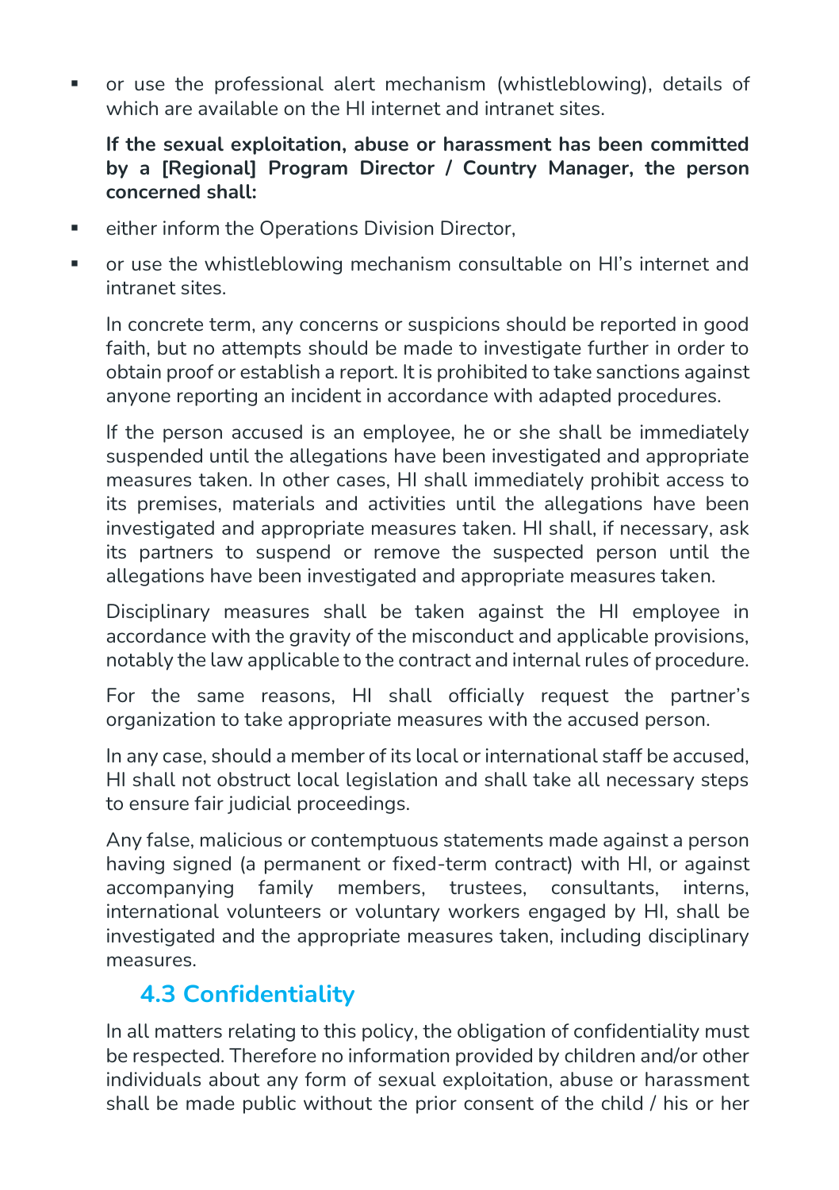- or use the professional alert mechanism (whistleblowing), details of which are available on the HI internet and intranet sites.

**If the sexual exploitation, abuse or harassment has been committed by a [Regional] Program Director / Country Manager, the person concerned shall:**

- either inform the Operations Division Director,
- or use the whistleblowing mechanism consultable on HI's internet and intranet sites.

In concrete term, any concerns or suspicions should be reported in good faith, but no attempts should be made to investigate further in order to obtain proof or establish a report. It is prohibited to take sanctions against anyone reporting an incident in accordance with adapted procedures.

If the person accused is an employee, he or she shall be immediately suspended until the allegations have been investigated and appropriate measures taken. In other cases, HI shall immediately prohibit access to its premises, materials and activities until the allegations have been investigated and appropriate measures taken. HI shall, if necessary, ask its partners to suspend or remove the suspected person until the allegations have been investigated and appropriate measures taken.

Disciplinary measures shall be taken against the HI employee in accordance with the gravity of the misconduct and applicable provisions, notably the law applicable to the contract and internal rules of procedure.

For the same reasons, HI shall officially request the partner's organization to take appropriate measures with the accused person.

In any case, should a member of its local or international staff be accused, HI shall not obstruct local legislation and shall take all necessary steps to ensure fair judicial proceedings.

Any false, malicious or contemptuous statements made against a person having signed (a permanent or fixed-term contract) with HI, or against accompanying family members, trustees, consultants, interns, international volunteers or voluntary workers engaged by HI, shall be investigated and the appropriate measures taken, including disciplinary measures.

### 4.3 Confidentiality

In all matters relating to this policy, the obligation of confidentiality must be respected. Therefore no information provided by children and/or other individuals about any form of sexual exploitation, abuse or harassment shall be made public without the prior consent of the child / his or her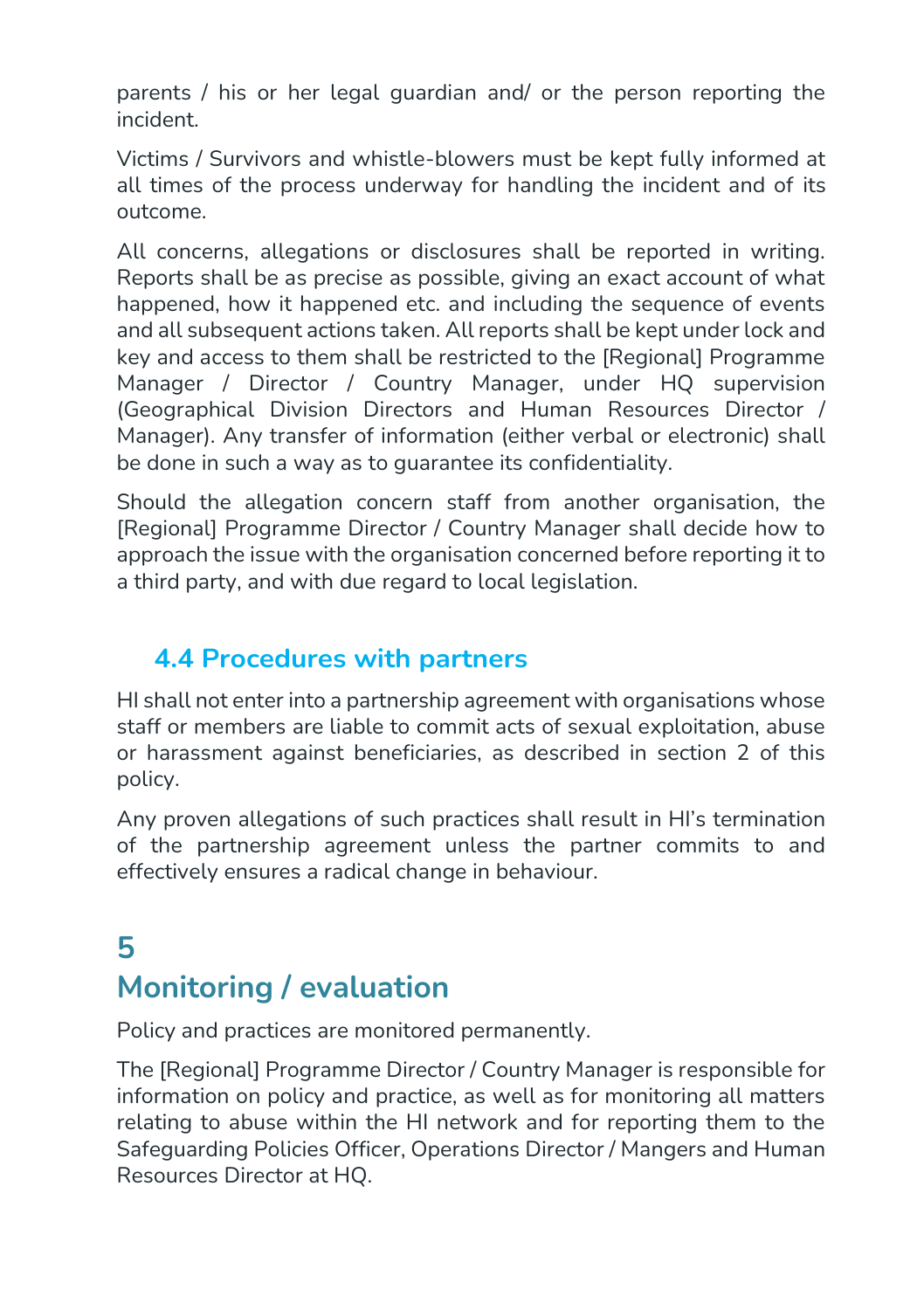parents / his or her legal guardian and/ or the person reporting the incident.

Victims / Survivors and whistle-blowers must be kept fully informed at all times of the process underway for handling the incident and of its outcome.

All concerns, allegations or disclosures shall be reported in writing. Reports shall be as precise as possible, giving an exact account of what happened, how it happened etc. and including the sequence of events and all subsequent actions taken. All reports shall be kept under lock and key and access to them shall be restricted to the [Regional] Programme Manager / Director / Country Manager, under HQ supervision (Geographical Division Directors and Human Resources Director / Manager). Any transfer of information (either verbal or electronic) shall be done in such a way as to guarantee its confidentiality.

Should the allegation concern staff from another organisation, the [Regional] Programme Director / Country Manager shall decide how to approach the issue with the organisation concerned before reporting it to a third party, and with due regard to local legislation.

### 4.4 Procedures with partners

HI shall not enter into a partnership agreement with organisations whose staff or members are liable to commit acts of sexual exploitation, abuse or harassment against beneficiaries, as described in section 2 of this policy.

Any proven allegations of such practices shall result in HI's termination of the partnership agreement unless the partner commits to and effectively ensures a radical change in behaviour.

## 5 Monitoring / evaluation

Policy and practices are monitored permanently.

The [Regional] Programme Director / Country Manager is responsible for information on policy and practice, as well as for monitoring all matters relating to abuse within the HI network and for reporting them to the Safeguarding Policies Officer, Operations Director / Mangers and Human Resources Director at HQ.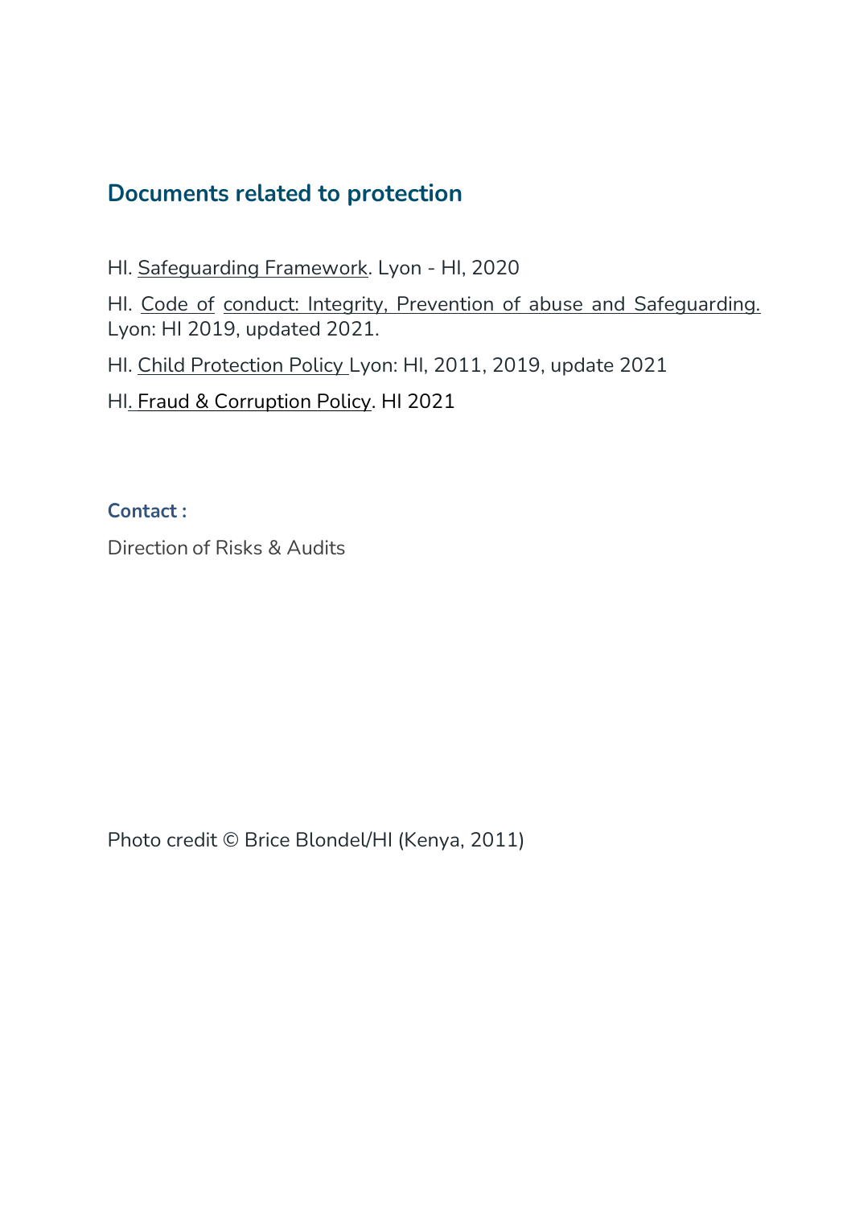## Documents related to protection

HI. Safeguarding Framework. Lyon - HI, 2020

HI. Code of conduct: Integrity, Prevention of abuse and Safeguarding. Lyon: HI 2019, updated 2021.

HI. Child Protection Policy Lyon: HI, 2011, 2019, update 2021

HI. Fraud & Corruption Policy. HI 2021

**Contact :**

Direction of Risks & Audits

Photo credit © Brice Blondel/HI (Kenya, 2011)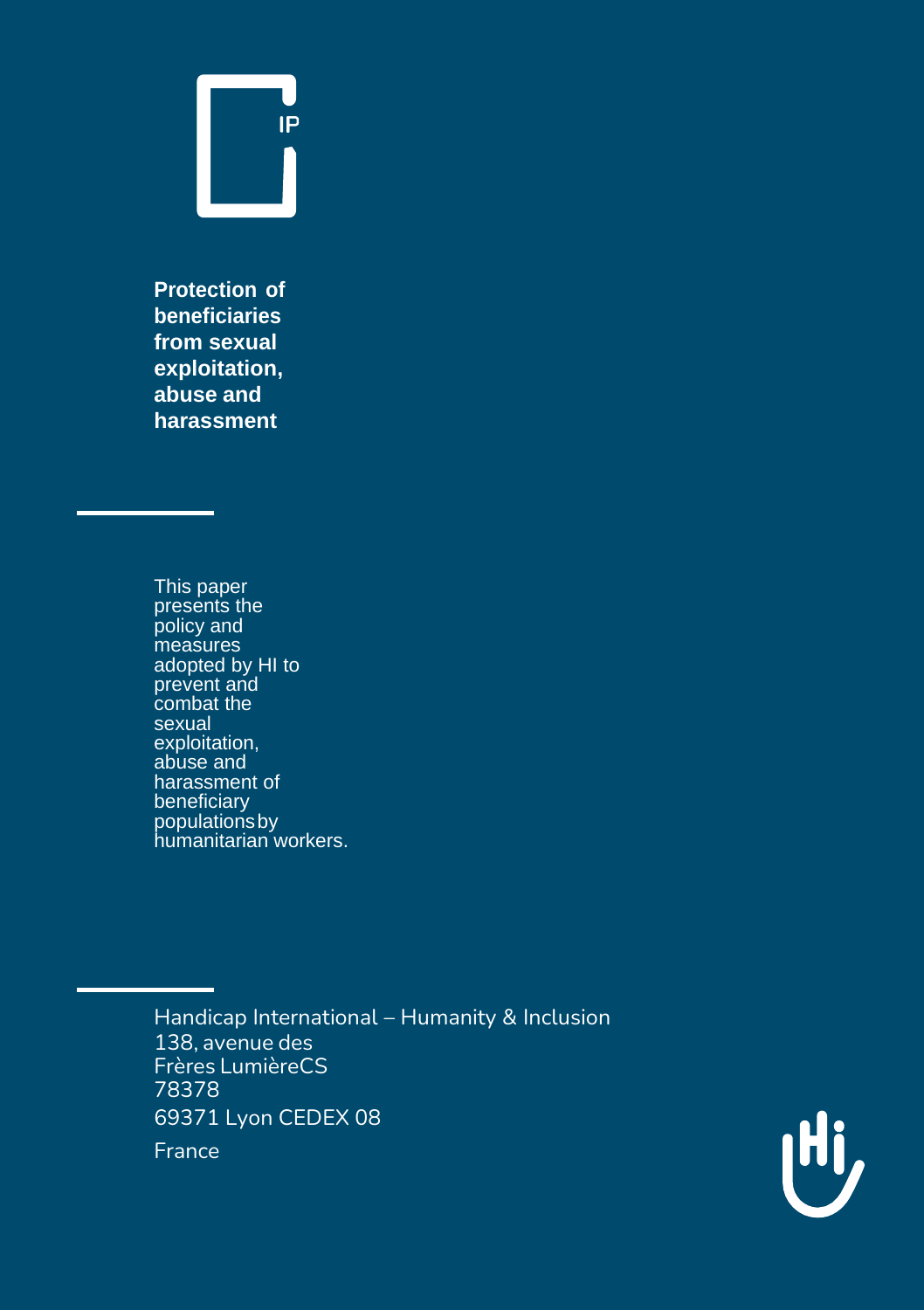IP

**Protection of beneficiaries from sexual exploitation, abuse and harassment**

This paper presents the policy and measures adopted by HI to prevent and combat the sexual exploitation, abuse and harassment of beneficiary populations by humanitarian workers.

Handicap International – Humanity & Inclusion
138, avenue des Frères LumièreCS 78378
69371 Lyon CEDEX 08
France